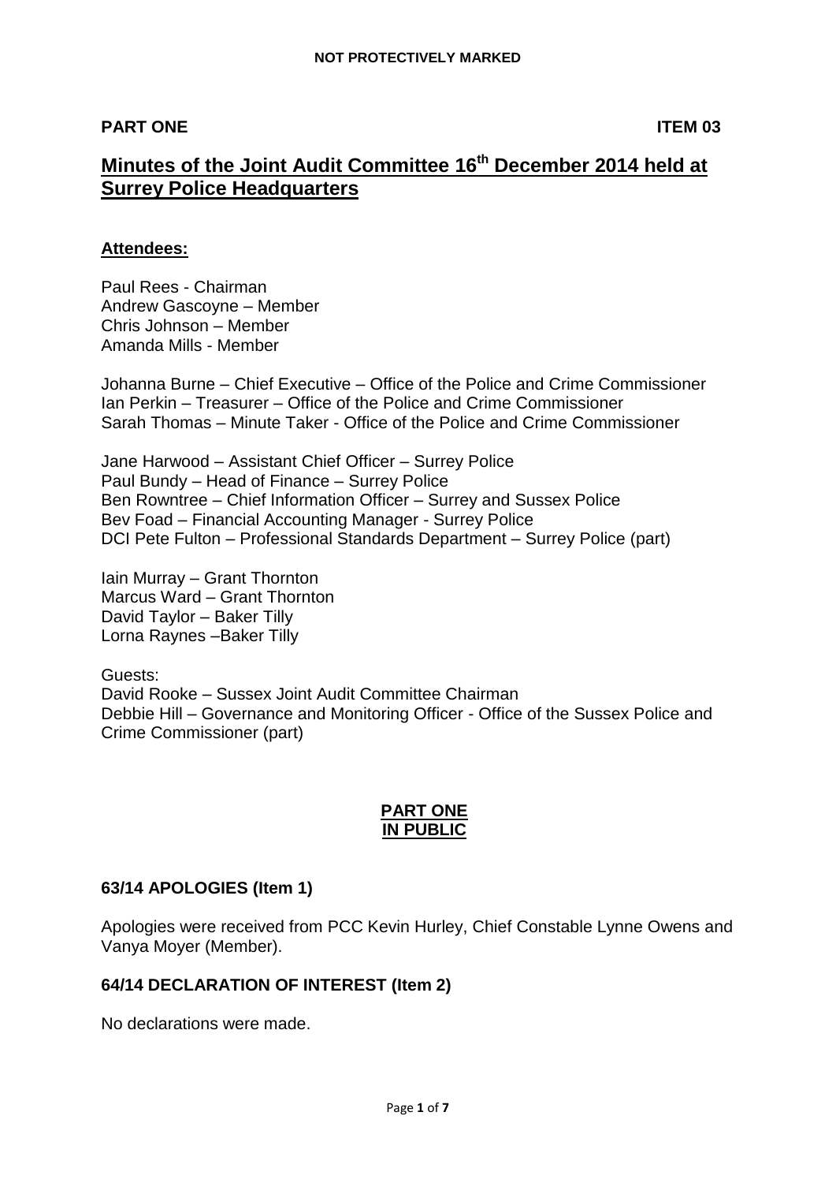**NOT PROTECTIVELY MARKED**

**PART ONE** **ITEM 03**

# Minutes of the Joint Audit Committee 16th December 2014 held at Surrey Police Headquarters

**Attendees:**

Paul Rees - Chairman
Andrew Gascoyne – Member
Chris Johnson – Member
Amanda Mills - Member

Johanna Burne – Chief Executive – Office of the Police and Crime Commissioner
Ian Perkin – Treasurer – Office of the Police and Crime Commissioner
Sarah Thomas – Minute Taker - Office of the Police and Crime Commissioner

Jane Harwood – Assistant Chief Officer – Surrey Police
Paul Bundy – Head of Finance – Surrey Police
Ben Rowntree – Chief Information Officer – Surrey and Sussex Police
Bev Foad – Financial Accounting Manager - Surrey Police
DCI Pete Fulton – Professional Standards Department – Surrey Police (part)

Iain Murray – Grant Thornton
Marcus Ward – Grant Thornton
David Taylor – Baker Tilly
Lorna Raynes –Baker Tilly

Guests:
David Rooke – Sussex Joint Audit Committee Chairman
Debbie Hill – Governance and Monitoring Officer - Office of the Sussex Police and Crime Commissioner (part)

## PART ONE IN PUBLIC

### 63/14 APOLOGIES (Item 1)

Apologies were received from PCC Kevin Hurley, Chief Constable Lynne Owens and Vanya Moyer (Member).

### 64/14 DECLARATION OF INTEREST (Item 2)

No declarations were made.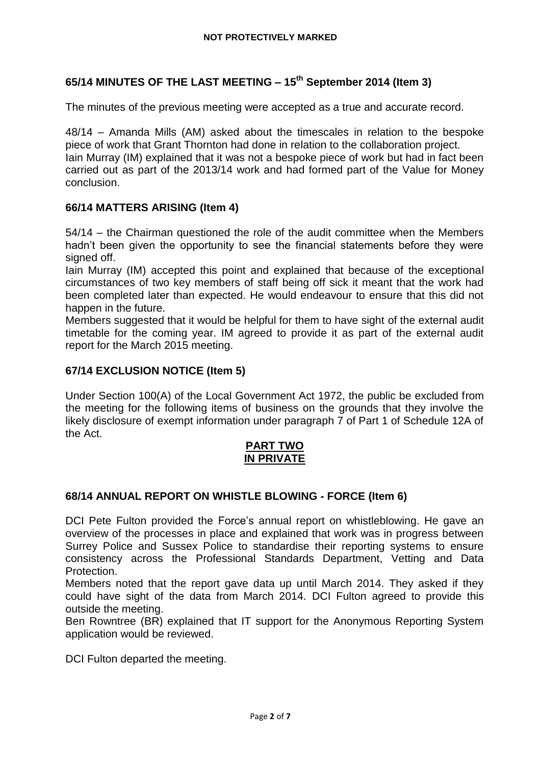## 65/14 MINUTES OF THE LAST MEETING – 15th September 2014 (Item 3)

The minutes of the previous meeting were accepted as a true and accurate record.

48/14 – Amanda Mills (AM) asked about the timescales in relation to the bespoke piece of work that Grant Thornton had done in relation to the collaboration project.
Iain Murray (IM) explained that it was not a bespoke piece of work but had in fact been carried out as part of the 2013/14 work and had formed part of the Value for Money conclusion.

## 66/14 MATTERS ARISING (Item 4)

54/14 – the Chairman questioned the role of the audit committee when the Members hadn't been given the opportunity to see the financial statements before they were signed off.
Iain Murray (IM) accepted this point and explained that because of the exceptional circumstances of two key members of staff being off sick it meant that the work had been completed later than expected. He would endeavour to ensure that this did not happen in the future.
Members suggested that it would be helpful for them to have sight of the external audit timetable for the coming year. IM agreed to provide it as part of the external audit report for the March 2015 meeting.

## 67/14 EXCLUSION NOTICE (Item 5)

Under Section 100(A) of the Local Government Act 1972, the public be excluded from the meeting for the following items of business on the grounds that they involve the likely disclosure of exempt information under paragraph 7 of Part 1 of Schedule 12A of the Act.

**PART TWO**
**IN PRIVATE**

## 68/14 ANNUAL REPORT ON WHISTLE BLOWING - FORCE (Item 6)

DCI Pete Fulton provided the Force's annual report on whistleblowing. He gave an overview of the processes in place and explained that work was in progress between Surrey Police and Sussex Police to standardise their reporting systems to ensure consistency across the Professional Standards Department, Vetting and Data Protection.
Members noted that the report gave data up until March 2014. They asked if they could have sight of the data from March 2014. DCI Fulton agreed to provide this outside the meeting.
Ben Rowntree (BR) explained that IT support for the Anonymous Reporting System application would be reviewed.

DCI Fulton departed the meeting.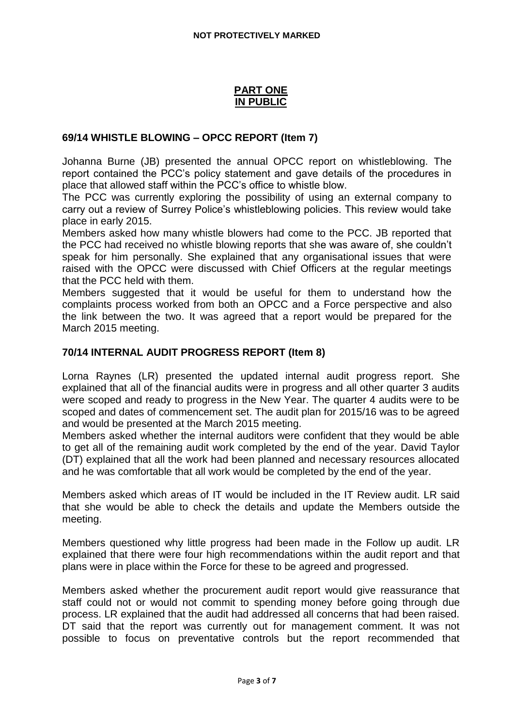**PART ONE**
**IN PUBLIC**

## 69/14 WHISTLE BLOWING – OPCC REPORT (Item 7)

Johanna Burne (JB) presented the annual OPCC report on whistleblowing. The report contained the PCC's policy statement and gave details of the procedures in place that allowed staff within the PCC's office to whistle blow.

The PCC was currently exploring the possibility of using an external company to carry out a review of Surrey Police's whistleblowing policies. This review would take place in early 2015.

Members asked how many whistle blowers had come to the PCC. JB reported that the PCC had received no whistle blowing reports that she was aware of, she couldn't speak for him personally. She explained that any organisational issues that were raised with the OPCC were discussed with Chief Officers at the regular meetings that the PCC held with them.

Members suggested that it would be useful for them to understand how the complaints process worked from both an OPCC and a Force perspective and also the link between the two. It was agreed that a report would be prepared for the March 2015 meeting.

## 70/14 INTERNAL AUDIT PROGRESS REPORT (Item 8)

Lorna Raynes (LR) presented the updated internal audit progress report. She explained that all of the financial audits were in progress and all other quarter 3 audits were scoped and ready to progress in the New Year. The quarter 4 audits were to be scoped and dates of commencement set. The audit plan for 2015/16 was to be agreed and would be presented at the March 2015 meeting.

Members asked whether the internal auditors were confident that they would be able to get all of the remaining audit work completed by the end of the year. David Taylor (DT) explained that all the work had been planned and necessary resources allocated and he was comfortable that all work would be completed by the end of the year.

Members asked which areas of IT would be included in the IT Review audit. LR said that she would be able to check the details and update the Members outside the meeting.

Members questioned why little progress had been made in the Follow up audit. LR explained that there were four high recommendations within the audit report and that plans were in place within the Force for these to be agreed and progressed.

Members asked whether the procurement audit report would give reassurance that staff could not or would not commit to spending money before going through due process. LR explained that the audit had addressed all concerns that had been raised. DT said that the report was currently out for management comment. It was not possible to focus on preventative controls but the report recommended that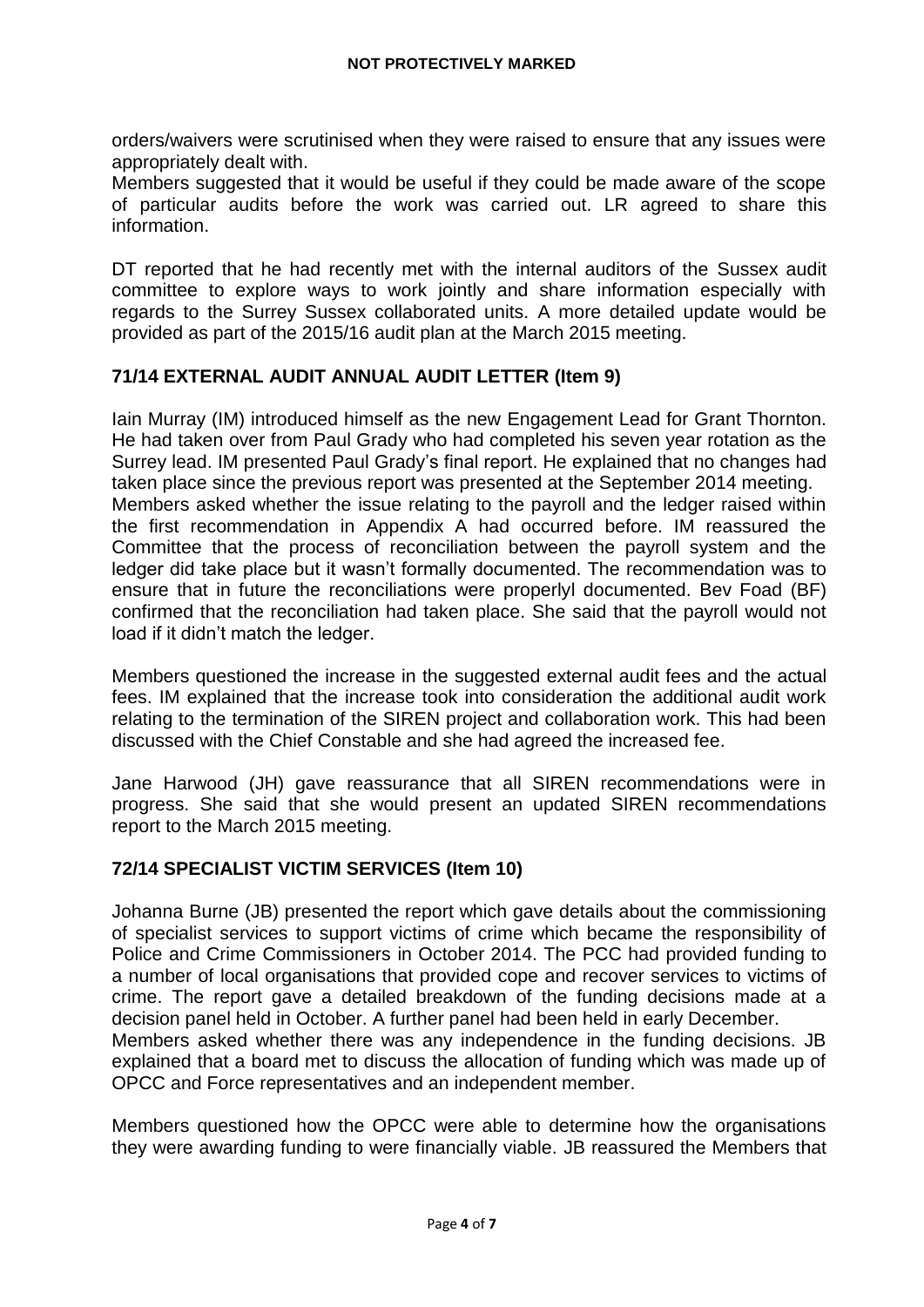orders/waivers were scrutinised when they were raised to ensure that any issues were appropriately dealt with.

Members suggested that it would be useful if they could be made aware of the scope of particular audits before the work was carried out. LR agreed to share this information.

DT reported that he had recently met with the internal auditors of the Sussex audit committee to explore ways to work jointly and share information especially with regards to the Surrey Sussex collaborated units. A more detailed update would be provided as part of the 2015/16 audit plan at the March 2015 meeting.

## 71/14 EXTERNAL AUDIT ANNUAL AUDIT LETTER (Item 9)

Iain Murray (IM) introduced himself as the new Engagement Lead for Grant Thornton. He had taken over from Paul Grady who had completed his seven year rotation as the Surrey lead. IM presented Paul Grady's final report. He explained that no changes had taken place since the previous report was presented at the September 2014 meeting.

Members asked whether the issue relating to the payroll and the ledger raised within the first recommendation in Appendix A had occurred before. IM reassured the Committee that the process of reconciliation between the payroll system and the ledger did take place but it wasn't formally documented. The recommendation was to ensure that in future the reconciliations were properlyl documented. Bev Foad (BF) confirmed that the reconciliation had taken place. She said that the payroll would not load if it didn't match the ledger.

Members questioned the increase in the suggested external audit fees and the actual fees. IM explained that the increase took into consideration the additional audit work relating to the termination of the SIREN project and collaboration work. This had been discussed with the Chief Constable and she had agreed the increased fee.

Jane Harwood (JH) gave reassurance that all SIREN recommendations were in progress. She said that she would present an updated SIREN recommendations report to the March 2015 meeting.

## 72/14 SPECIALIST VICTIM SERVICES (Item 10)

Johanna Burne (JB) presented the report which gave details about the commissioning of specialist services to support victims of crime which became the responsibility of Police and Crime Commissioners in October 2014. The PCC had provided funding to a number of local organisations that provided cope and recover services to victims of crime. The report gave a detailed breakdown of the funding decisions made at a decision panel held in October. A further panel had been held in early December.

Members asked whether there was any independence in the funding decisions. JB explained that a board met to discuss the allocation of funding which was made up of OPCC and Force representatives and an independent member.

Members questioned how the OPCC were able to determine how the organisations they were awarding funding to were financially viable. JB reassured the Members that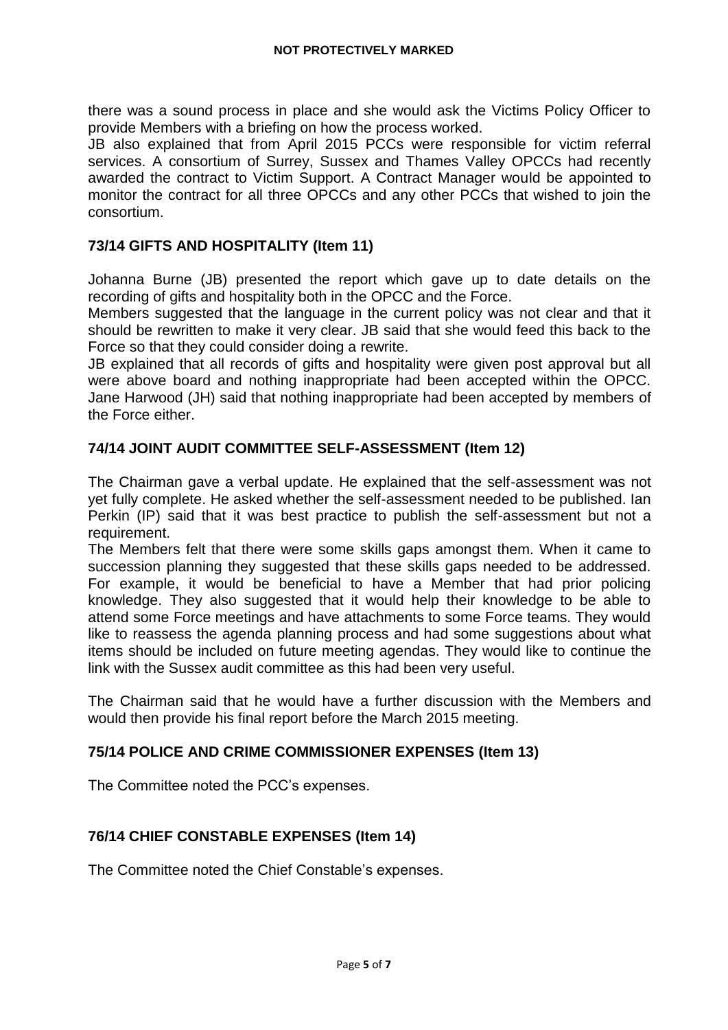there was a sound process in place and she would ask the Victims Policy Officer to provide Members with a briefing on how the process worked.

JB also explained that from April 2015 PCCs were responsible for victim referral services. A consortium of Surrey, Sussex and Thames Valley OPCCs had recently awarded the contract to Victim Support. A Contract Manager would be appointed to monitor the contract for all three OPCCs and any other PCCs that wished to join the consortium.

## 73/14 GIFTS AND HOSPITALITY (Item 11)

Johanna Burne (JB) presented the report which gave up to date details on the recording of gifts and hospitality both in the OPCC and the Force.

Members suggested that the language in the current policy was not clear and that it should be rewritten to make it very clear. JB said that she would feed this back to the Force so that they could consider doing a rewrite.

JB explained that all records of gifts and hospitality were given post approval but all were above board and nothing inappropriate had been accepted within the OPCC. Jane Harwood (JH) said that nothing inappropriate had been accepted by members of the Force either.

## 74/14 JOINT AUDIT COMMITTEE SELF-ASSESSMENT (Item 12)

The Chairman gave a verbal update. He explained that the self-assessment was not yet fully complete. He asked whether the self-assessment needed to be published. Ian Perkin (IP) said that it was best practice to publish the self-assessment but not a requirement.

The Members felt that there were some skills gaps amongst them. When it came to succession planning they suggested that these skills gaps needed to be addressed. For example, it would be beneficial to have a Member that had prior policing knowledge. They also suggested that it would help their knowledge to be able to attend some Force meetings and have attachments to some Force teams. They would like to reassess the agenda planning process and had some suggestions about what items should be included on future meeting agendas. They would like to continue the link with the Sussex audit committee as this had been very useful.

The Chairman said that he would have a further discussion with the Members and would then provide his final report before the March 2015 meeting.

## 75/14 POLICE AND CRIME COMMISSIONER EXPENSES (Item 13)

The Committee noted the PCC's expenses.

## 76/14 CHIEF CONSTABLE EXPENSES (Item 14)

The Committee noted the Chief Constable's expenses.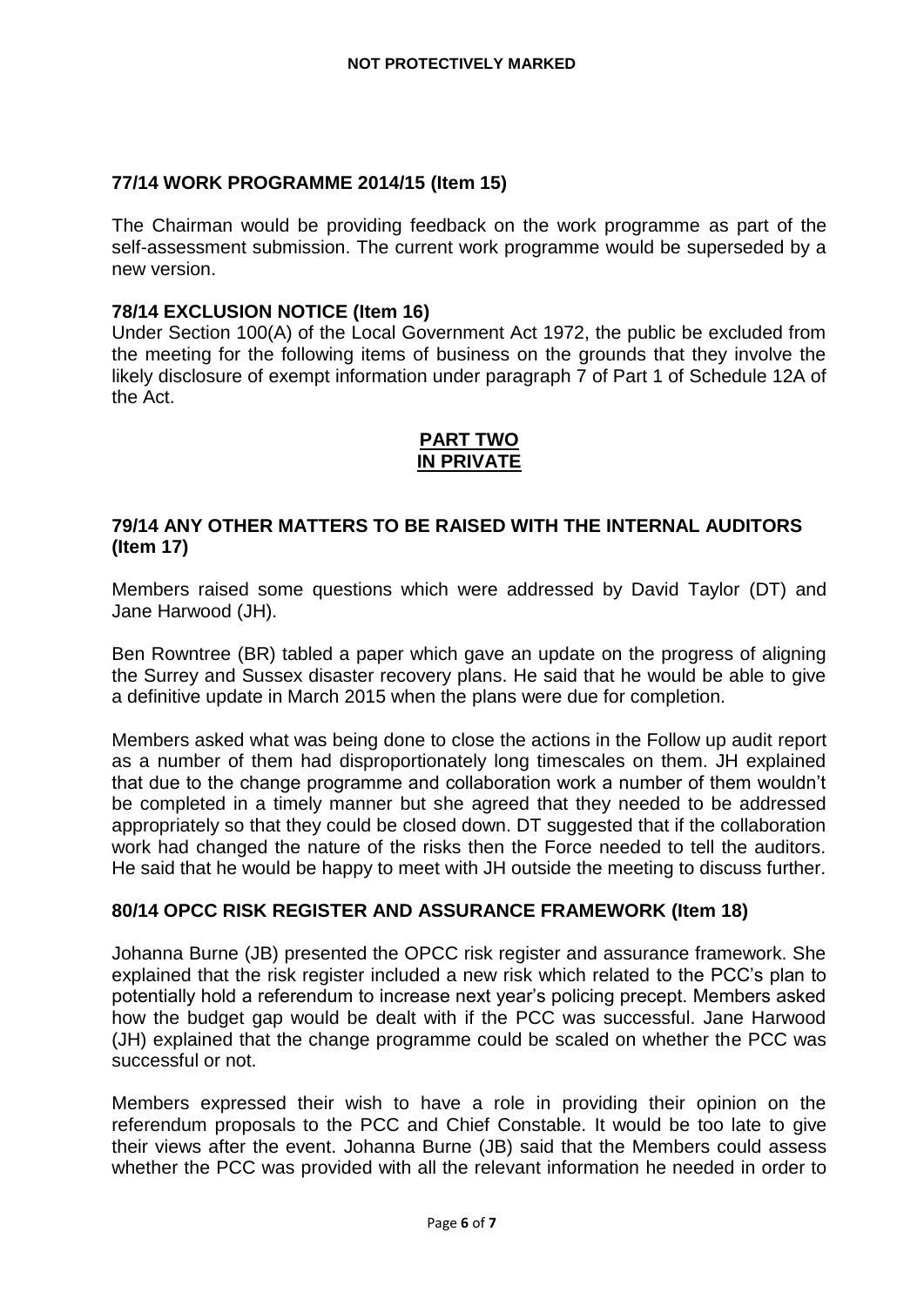## 77/14 WORK PROGRAMME 2014/15 (Item 15)

The Chairman would be providing feedback on the work programme as part of the self-assessment submission. The current work programme would be superseded by a new version.

## 78/14 EXCLUSION NOTICE (Item 16)

Under Section 100(A) of the Local Government Act 1972, the public be excluded from the meeting for the following items of business on the grounds that they involve the likely disclosure of exempt information under paragraph 7 of Part 1 of Schedule 12A of the Act.

# PART TWO
# IN PRIVATE

## 79/14 ANY OTHER MATTERS TO BE RAISED WITH THE INTERNAL AUDITORS (Item 17)

Members raised some questions which were addressed by David Taylor (DT) and Jane Harwood (JH).

Ben Rowntree (BR) tabled a paper which gave an update on the progress of aligning the Surrey and Sussex disaster recovery plans. He said that he would be able to give a definitive update in March 2015 when the plans were due for completion.

Members asked what was being done to close the actions in the Follow up audit report as a number of them had disproportionately long timescales on them. JH explained that due to the change programme and collaboration work a number of them wouldn't be completed in a timely manner but she agreed that they needed to be addressed appropriately so that they could be closed down. DT suggested that if the collaboration work had changed the nature of the risks then the Force needed to tell the auditors. He said that he would be happy to meet with JH outside the meeting to discuss further.

## 80/14 OPCC RISK REGISTER AND ASSURANCE FRAMEWORK (Item 18)

Johanna Burne (JB) presented the OPCC risk register and assurance framework. She explained that the risk register included a new risk which related to the PCC's plan to potentially hold a referendum to increase next year's policing precept. Members asked how the budget gap would be dealt with if the PCC was successful. Jane Harwood (JH) explained that the change programme could be scaled on whether the PCC was successful or not.

Members expressed their wish to have a role in providing their opinion on the referendum proposals to the PCC and Chief Constable. It would be too late to give their views after the event. Johanna Burne (JB) said that the Members could assess whether the PCC was provided with all the relevant information he needed in order to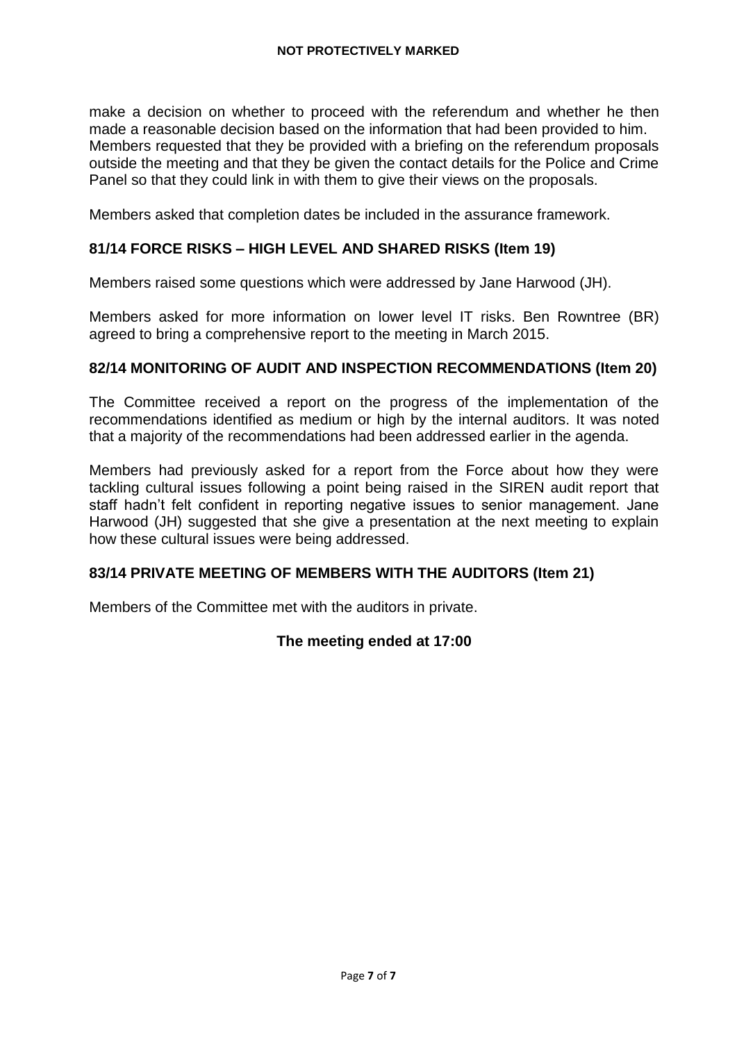make a decision on whether to proceed with the referendum and whether he then made a reasonable decision based on the information that had been provided to him. Members requested that they be provided with a briefing on the referendum proposals outside the meeting and that they be given the contact details for the Police and Crime Panel so that they could link in with them to give their views on the proposals.

Members asked that completion dates be included in the assurance framework.

## 81/14 FORCE RISKS – HIGH LEVEL AND SHARED RISKS (Item 19)

Members raised some questions which were addressed by Jane Harwood (JH).

Members asked for more information on lower level IT risks. Ben Rowntree (BR) agreed to bring a comprehensive report to the meeting in March 2015.

## 82/14 MONITORING OF AUDIT AND INSPECTION RECOMMENDATIONS (Item 20)

The Committee received a report on the progress of the implementation of the recommendations identified as medium or high by the internal auditors. It was noted that a majority of the recommendations had been addressed earlier in the agenda.

Members had previously asked for a report from the Force about how they were tackling cultural issues following a point being raised in the SIREN audit report that staff hadn't felt confident in reporting negative issues to senior management. Jane Harwood (JH) suggested that she give a presentation at the next meeting to explain how these cultural issues were being addressed.

## 83/14 PRIVATE MEETING OF MEMBERS WITH THE AUDITORS (Item 21)

Members of the Committee met with the auditors in private.

**The meeting ended at 17:00**